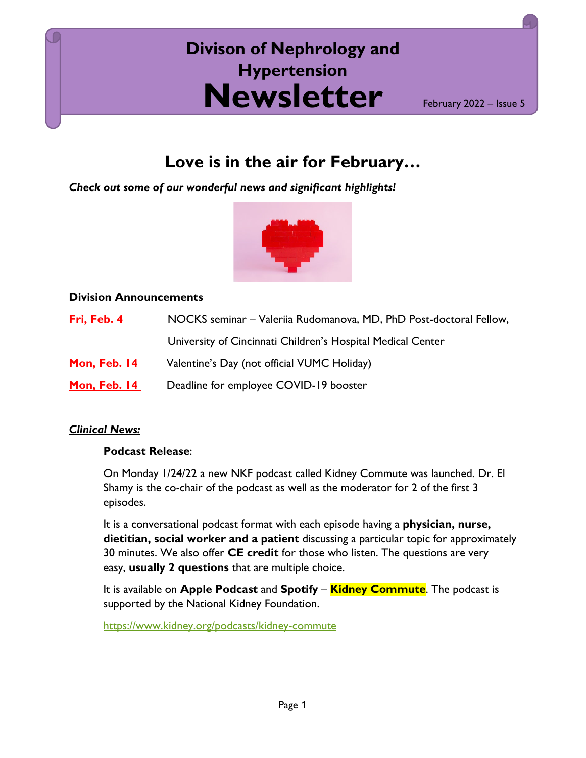# Divison of Nephrology and Hypertension Newsletter

February 2022 – Issue 5

## Love is in the air for February…

***Check out some of our wonderful news and significant highlights!***

**Division Announcements**

| | |
|---|---|
| **Fri, Feb. 4** | NOCKS seminar – Valeriia Rudomanova, MD, PhD Post-doctoral Fellow, University of Cincinnati Children's Hospital Medical Center |
| **Mon, Feb. 14** | Valentine's Day (not official VUMC Holiday) |
| **Mon, Feb. 14** | Deadline for employee COVID-19 booster |

***Clinical News:***

**Podcast Release**:

On Monday 1/24/22 a new NKF podcast called Kidney Commute was launched. Dr. El Shamy is the co-chair of the podcast as well as the moderator for 2 of the first 3 episodes.

It is a conversational podcast format with each episode having a **physician, nurse, dietitian, social worker and a patient** discussing a particular topic for approximately 30 minutes. We also offer **CE credit** for those who listen. The questions are very easy, **usually 2 questions** that are multiple choice.

It is available on **Apple Podcast** and **Spotify** – **Kidney Commute**. The podcast is supported by the National Kidney Foundation.

https://www.kidney.org/podcasts/kidney-commute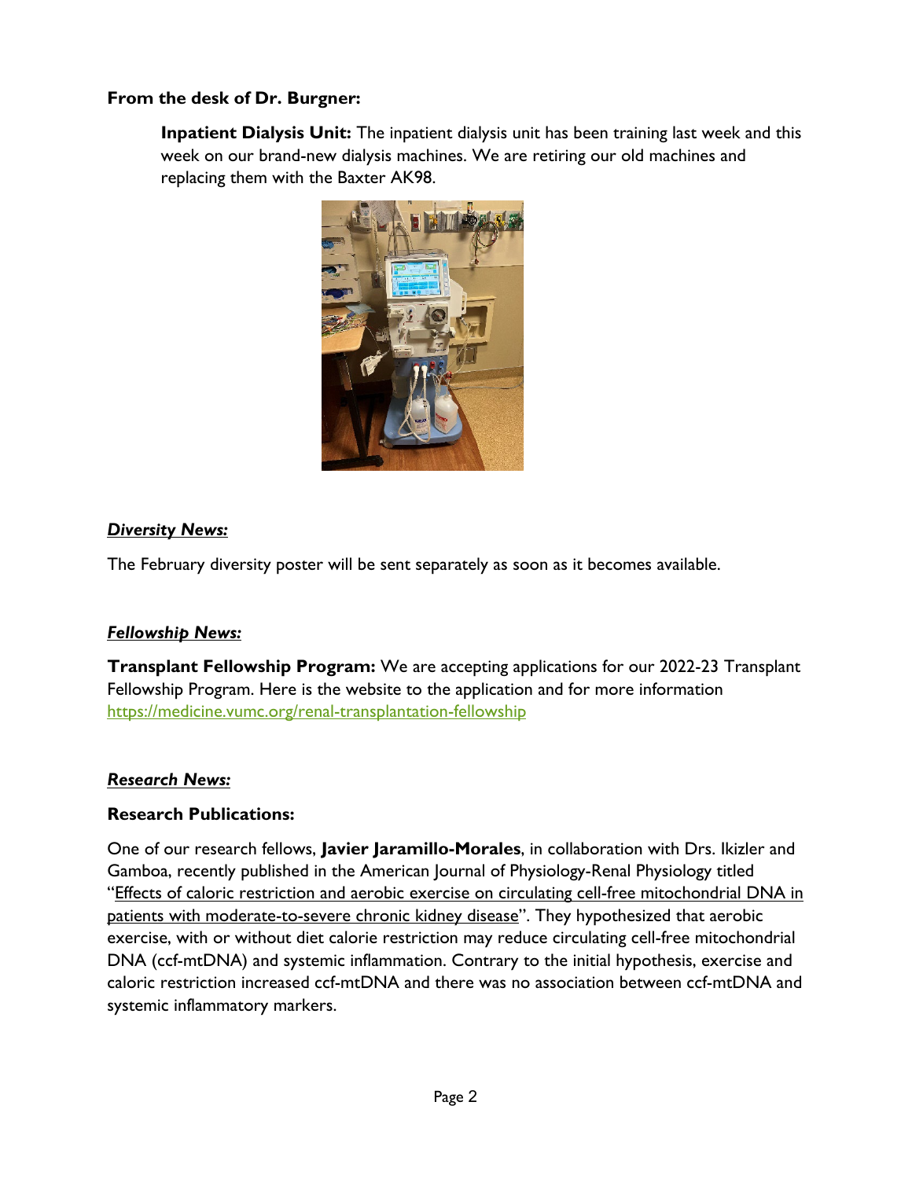**From the desk of Dr. Burgner:**

**Inpatient Dialysis Unit:** The inpatient dialysis unit has been training last week and this week on our brand-new dialysis machines. We are retiring our old machines and replacing them with the Baxter AK98.

## ***Diversity News:***

The February diversity poster will be sent separately as soon as it becomes available.

## ***Fellowship News:***

**Transplant Fellowship Program:** We are accepting applications for our 2022-23 Transplant Fellowship Program. Here is the website to the application and for more information https://medicine.vumc.org/renal-transplantation-fellowship

## ***Research News:***

### Research Publications:

One of our research fellows, **Javier Jaramillo-Morales**, in collaboration with Drs. Ikizler and Gamboa, recently published in the American Journal of Physiology-Renal Physiology titled "Effects of caloric restriction and aerobic exercise on circulating cell-free mitochondrial DNA in patients with moderate-to-severe chronic kidney disease". They hypothesized that aerobic exercise, with or without diet calorie restriction may reduce circulating cell-free mitochondrial DNA (ccf-mtDNA) and systemic inflammation. Contrary to the initial hypothesis, exercise and caloric restriction increased ccf-mtDNA and there was no association between ccf-mtDNA and systemic inflammatory markers.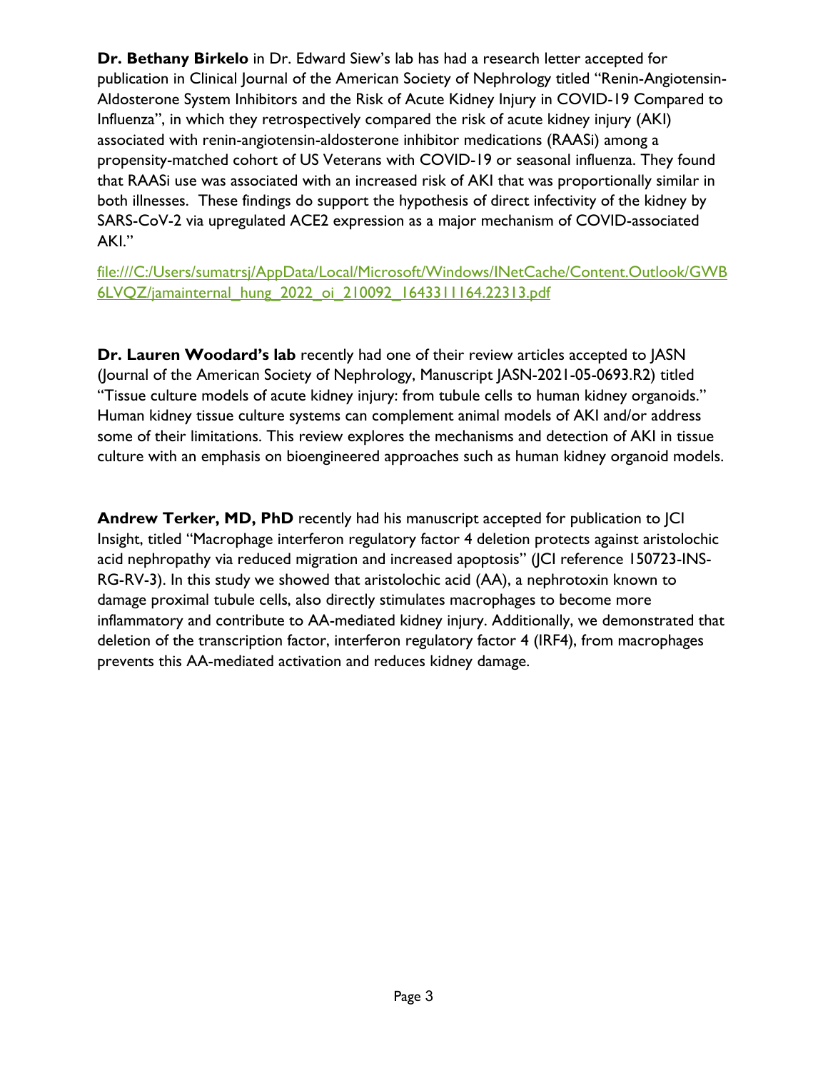**Dr. Bethany Birkelo** in Dr. Edward Siew's lab has had a research letter accepted for publication in Clinical Journal of the American Society of Nephrology titled "Renin-Angiotensin-Aldosterone System Inhibitors and the Risk of Acute Kidney Injury in COVID-19 Compared to Influenza", in which they retrospectively compared the risk of acute kidney injury (AKI) associated with renin-angiotensin-aldosterone inhibitor medications (RAASi) among a propensity-matched cohort of US Veterans with COVID-19 or seasonal influenza. They found that RAASi use was associated with an increased risk of AKI that was proportionally similar in both illnesses. These findings do support the hypothesis of direct infectivity of the kidney by SARS-CoV-2 via upregulated ACE2 expression as a major mechanism of COVID-associated AKI."

file:///C:/Users/sumatrsj/AppData/Local/Microsoft/Windows/INetCache/Content.Outlook/GWB6LVQZ/jamainternal_hung_2022_oi_210092_1643311164.22313.pdf

**Dr. Lauren Woodard's lab** recently had one of their review articles accepted to JASN (Journal of the American Society of Nephrology, Manuscript JASN-2021-05-0693.R2) titled "Tissue culture models of acute kidney injury: from tubule cells to human kidney organoids." Human kidney tissue culture systems can complement animal models of AKI and/or address some of their limitations. This review explores the mechanisms and detection of AKI in tissue culture with an emphasis on bioengineered approaches such as human kidney organoid models.

**Andrew Terker, MD, PhD** recently had his manuscript accepted for publication to JCI Insight, titled "Macrophage interferon regulatory factor 4 deletion protects against aristolochic acid nephropathy via reduced migration and increased apoptosis" (JCI reference 150723-INS-RG-RV-3). In this study we showed that aristolochic acid (AA), a nephrotoxin known to damage proximal tubule cells, also directly stimulates macrophages to become more inflammatory and contribute to AA-mediated kidney injury. Additionally, we demonstrated that deletion of the transcription factor, interferon regulatory factor 4 (IRF4), from macrophages prevents this AA-mediated activation and reduces kidney damage.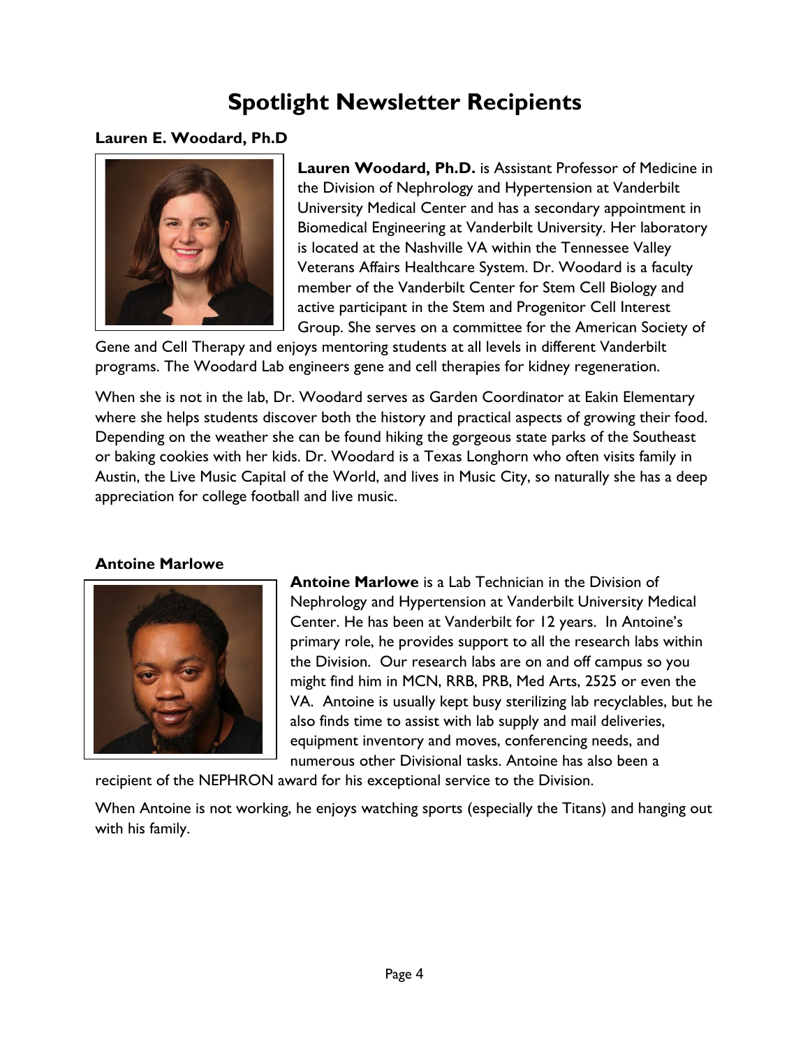# Spotlight Newsletter Recipients

### Lauren E. Woodard, Ph.D

**Lauren Woodard, Ph.D.** is Assistant Professor of Medicine in the Division of Nephrology and Hypertension at Vanderbilt University Medical Center and has a secondary appointment in Biomedical Engineering at Vanderbilt University. Her laboratory is located at the Nashville VA within the Tennessee Valley Veterans Affairs Healthcare System. Dr. Woodard is a faculty member of the Vanderbilt Center for Stem Cell Biology and active participant in the Stem and Progenitor Cell Interest Group. She serves on a committee for the American Society of Gene and Cell Therapy and enjoys mentoring students at all levels in different Vanderbilt programs. The Woodard Lab engineers gene and cell therapies for kidney regeneration.

When she is not in the lab, Dr. Woodard serves as Garden Coordinator at Eakin Elementary where she helps students discover both the history and practical aspects of growing their food. Depending on the weather she can be found hiking the gorgeous state parks of the Southeast or baking cookies with her kids. Dr. Woodard is a Texas Longhorn who often visits family in Austin, the Live Music Capital of the World, and lives in Music City, so naturally she has a deep appreciation for college football and live music.

### Antoine Marlowe

**Antoine Marlowe** is a Lab Technician in the Division of Nephrology and Hypertension at Vanderbilt University Medical Center. He has been at Vanderbilt for 12 years. In Antoine's primary role, he provides support to all the research labs within the Division. Our research labs are on and off campus so you might find him in MCN, RRB, PRB, Med Arts, 2525 or even the VA. Antoine is usually kept busy sterilizing lab recyclables, but he also finds time to assist with lab supply and mail deliveries, equipment inventory and moves, conferencing needs, and numerous other Divisional tasks. Antoine has also been a recipient of the NEPHRON award for his exceptional service to the Division.

When Antoine is not working, he enjoys watching sports (especially the Titans) and hanging out with his family.